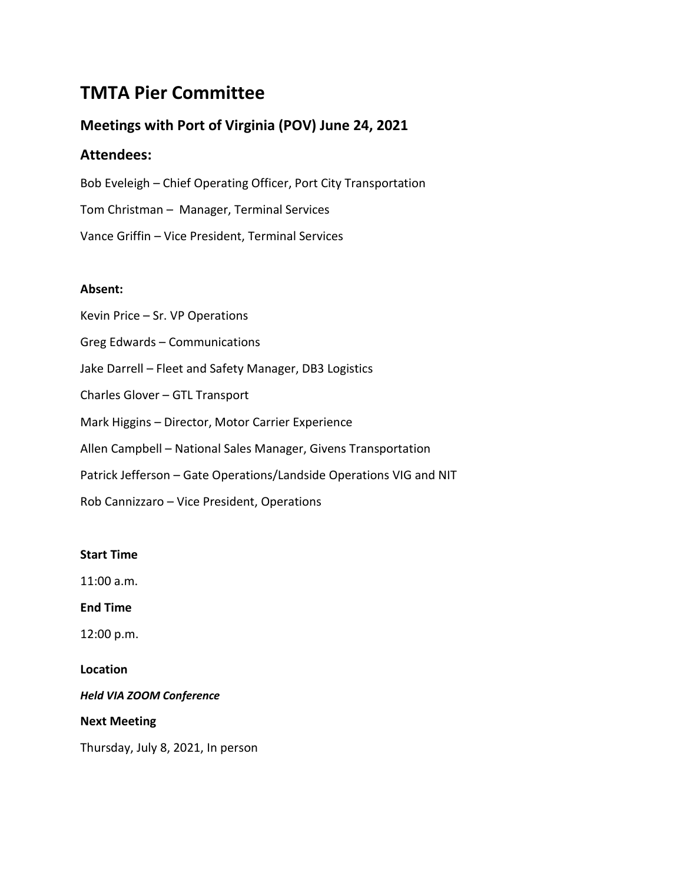# TMTA Pier Committee

## Meetings with Port of Virginia (POV) June 24, 2021

## Attendees:

Bob Eveleigh – Chief Operating Officer, Port City Transportation

Tom Christman – Manager, Terminal Services

Vance Griffin – Vice President, Terminal Services

**Absent:**

Kevin Price – Sr. VP Operations

Greg Edwards – Communications

Jake Darrell – Fleet and Safety Manager, DB3 Logistics

Charles Glover – GTL Transport

Mark Higgins – Director, Motor Carrier Experience

Allen Campbell – National Sales Manager, Givens Transportation

Patrick Jefferson – Gate Operations/Landside Operations VIG and NIT

Rob Cannizzaro – Vice President, Operations

**Start Time**

11:00 a.m.

**End Time**

12:00 p.m.

**Location**

***Held VIA ZOOM Conference***

**Next Meeting**

Thursday, July 8, 2021, In person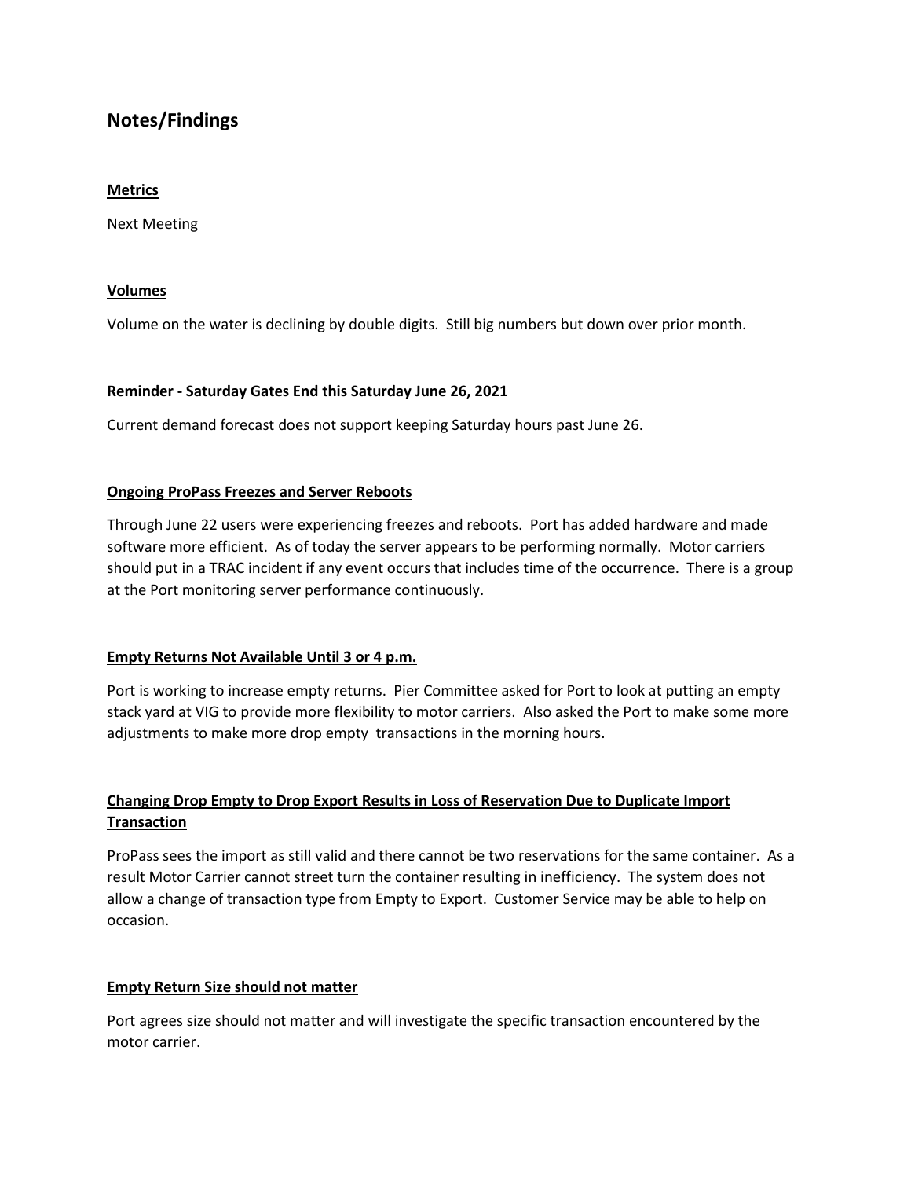## Notes/Findings

**Metrics**

Next Meeting

**Volumes**

Volume on the water is declining by double digits. Still big numbers but down over prior month.

**Reminder - Saturday Gates End this Saturday June 26, 2021**

Current demand forecast does not support keeping Saturday hours past June 26.

**Ongoing ProPass Freezes and Server Reboots**

Through June 22 users were experiencing freezes and reboots. Port has added hardware and made software more efficient. As of today the server appears to be performing normally. Motor carriers should put in a TRAC incident if any event occurs that includes time of the occurrence. There is a group at the Port monitoring server performance continuously.

**Empty Returns Not Available Until 3 or 4 p.m.**

Port is working to increase empty returns. Pier Committee asked for Port to look at putting an empty stack yard at VIG to provide more flexibility to motor carriers. Also asked the Port to make some more adjustments to make more drop empty transactions in the morning hours.

**Changing Drop Empty to Drop Export Results in Loss of Reservation Due to Duplicate Import Transaction**

ProPass sees the import as still valid and there cannot be two reservations for the same container. As a result Motor Carrier cannot street turn the container resulting in inefficiency. The system does not allow a change of transaction type from Empty to Export. Customer Service may be able to help on occasion.

**Empty Return Size should not matter**

Port agrees size should not matter and will investigate the specific transaction encountered by the motor carrier.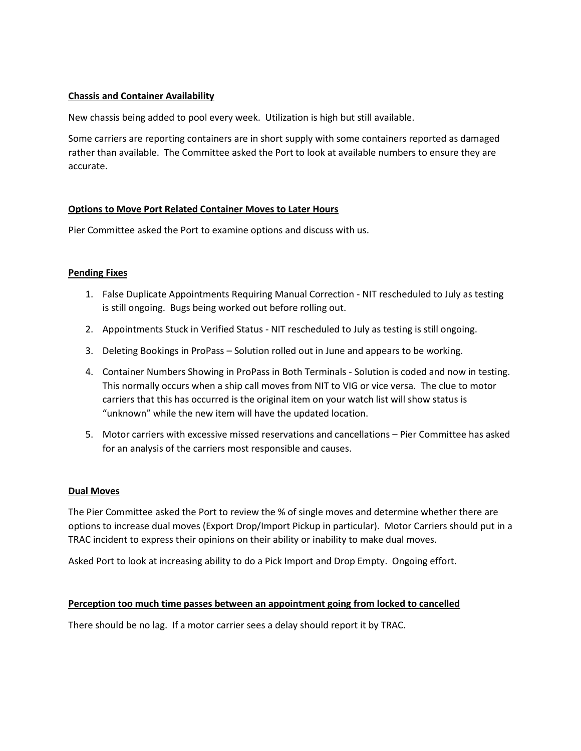**Chassis and Container Availability**

New chassis being added to pool every week. Utilization is high but still available.

Some carriers are reporting containers are in short supply with some containers reported as damaged rather than available. The Committee asked the Port to look at available numbers to ensure they are accurate.

**Options to Move Port Related Container Moves to Later Hours**

Pier Committee asked the Port to examine options and discuss with us.

**Pending Fixes**

1. False Duplicate Appointments Requiring Manual Correction - NIT rescheduled to July as testing is still ongoing. Bugs being worked out before rolling out.
2. Appointments Stuck in Verified Status - NIT rescheduled to July as testing is still ongoing.
3. Deleting Bookings in ProPass – Solution rolled out in June and appears to be working.
4. Container Numbers Showing in ProPass in Both Terminals - Solution is coded and now in testing. This normally occurs when a ship call moves from NIT to VIG or vice versa. The clue to motor carriers that this has occurred is the original item on your watch list will show status is "unknown" while the new item will have the updated location.
5. Motor carriers with excessive missed reservations and cancellations – Pier Committee has asked for an analysis of the carriers most responsible and causes.

**Dual Moves**

The Pier Committee asked the Port to review the % of single moves and determine whether there are options to increase dual moves (Export Drop/Import Pickup in particular). Motor Carriers should put in a TRAC incident to express their opinions on their ability or inability to make dual moves.

Asked Port to look at increasing ability to do a Pick Import and Drop Empty. Ongoing effort.

**Perception too much time passes between an appointment going from locked to cancelled**

There should be no lag. If a motor carrier sees a delay should report it by TRAC.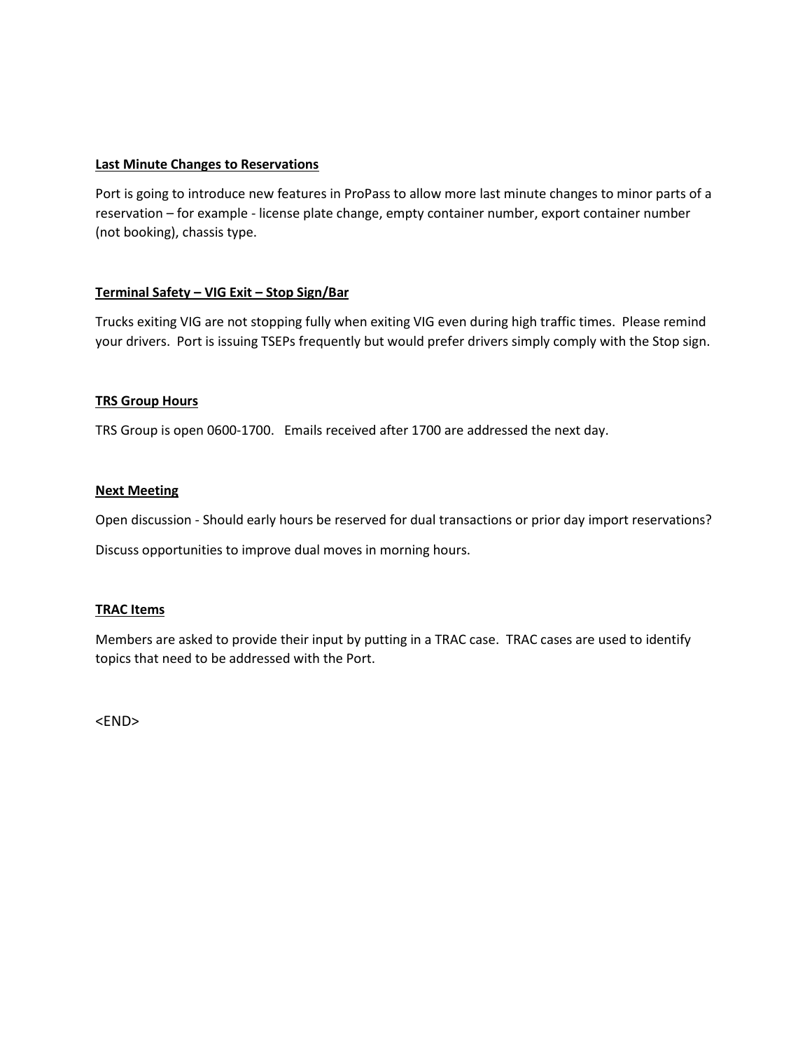**Last Minute Changes to Reservations**

Port is going to introduce new features in ProPass to allow more last minute changes to minor parts of a reservation – for example - license plate change, empty container number, export container number (not booking), chassis type.

**Terminal Safety – VIG Exit – Stop Sign/Bar**

Trucks exiting VIG are not stopping fully when exiting VIG even during high traffic times. Please remind your drivers. Port is issuing TSEPs frequently but would prefer drivers simply comply with the Stop sign.

**TRS Group Hours**

TRS Group is open 0600-1700. Emails received after 1700 are addressed the next day.

**Next Meeting**

Open discussion - Should early hours be reserved for dual transactions or prior day import reservations?

Discuss opportunities to improve dual moves in morning hours.

**TRAC Items**

Members are asked to provide their input by putting in a TRAC case. TRAC cases are used to identify topics that need to be addressed with the Port.

<END>